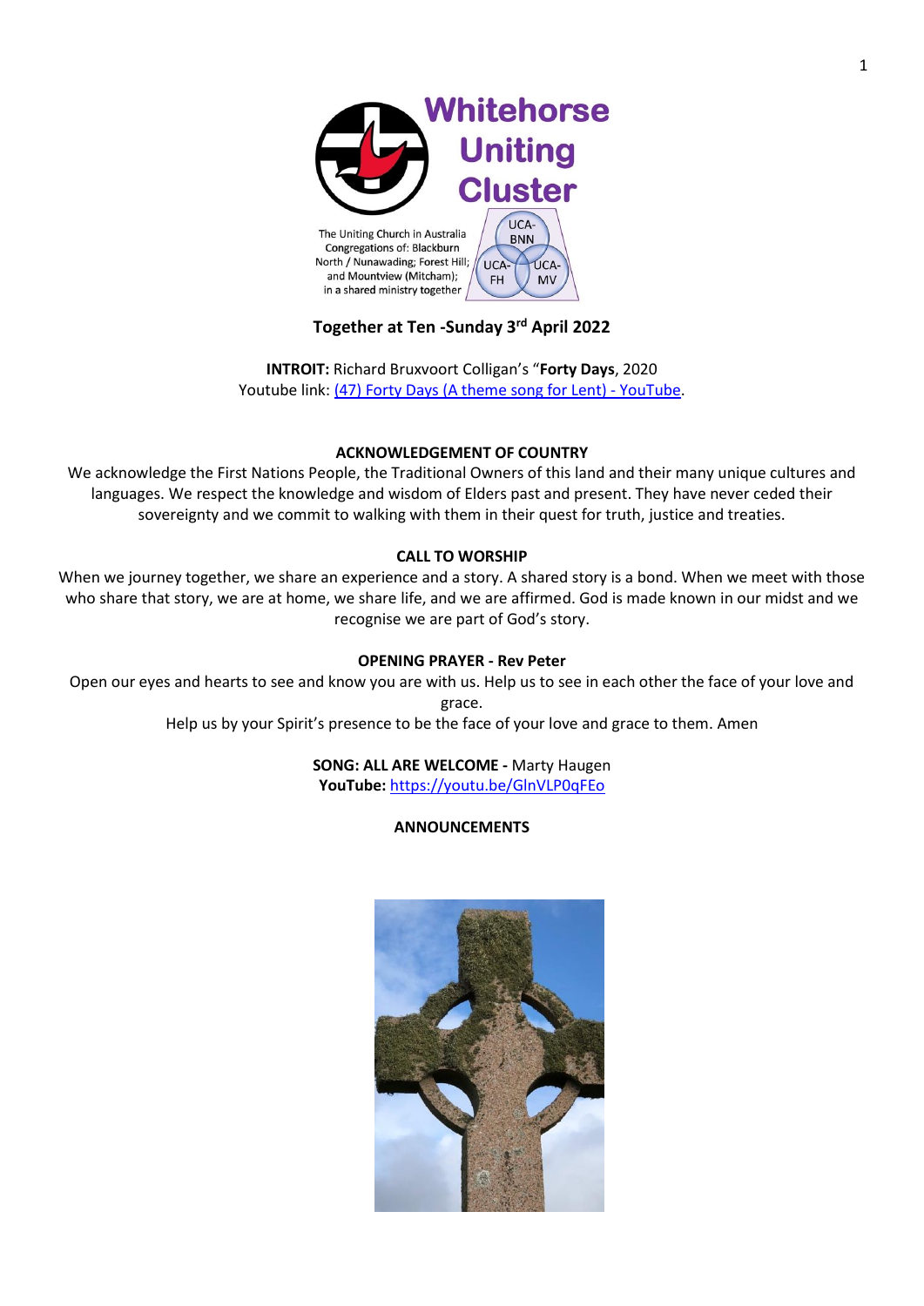# Whitehorse Uniting Cluster

The Uniting Church in Australia
Congregations of: Blackburn North / Nunawading; Forest Hill; and Mountview (Mitcham); in a shared ministry together

UCA-BNN | UCA-FH | UCA-MV

## Together at Ten -Sunday 3rd April 2022

**INTROIT:** Richard Bruxvoort Colligan's "**Forty Days**, 2020
Youtube link: [(47) Forty Days (A theme song for Lent) - YouTube](https://www.youtube.com).

### ACKNOWLEDGEMENT OF COUNTRY

We acknowledge the First Nations People, the Traditional Owners of this land and their many unique cultures and languages. We respect the knowledge and wisdom of Elders past and present. They have never ceded their sovereignty and we commit to walking with them in their quest for truth, justice and treaties.

### CALL TO WORSHIP

When we journey together, we share an experience and a story. A shared story is a bond. When we meet with those who share that story, we are at home, we share life, and we are affirmed. God is made known in our midst and we recognise we are part of God's story.

### OPENING PRAYER - Rev Peter

Open our eyes and hearts to see and know you are with us. Help us to see in each other the face of your love and grace.
Help us by your Spirit's presence to be the face of your love and grace to them. Amen

**SONG: ALL ARE WELCOME -** Marty Haugen
**YouTube:** [https://youtu.be/GlnVLP0qFEo](https://youtu.be/GlnVLP0qFEo)

### ANNOUNCEMENTS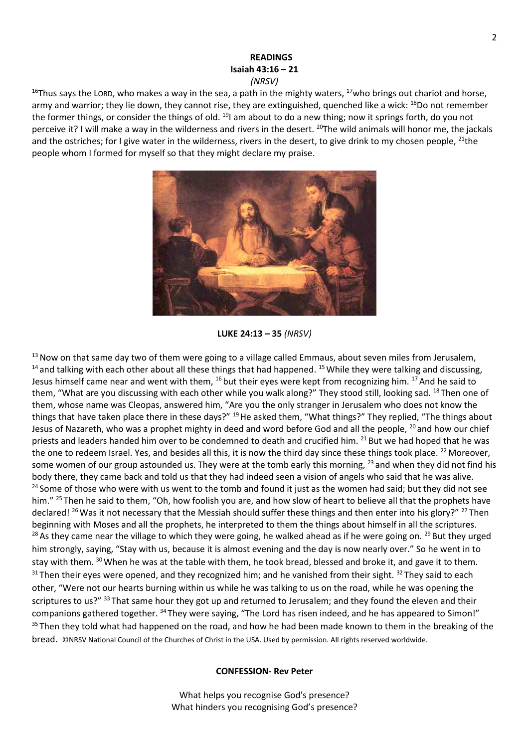**READINGS**

**Isaiah 43:16 – 21**

*(NRSV)*

[16]Thus says the LORD, who makes a way in the sea, a path in the mighty waters, [17]who brings out chariot and horse, army and warrior; they lie down, they cannot rise, they are extinguished, quenched like a wick: [18]Do not remember the former things, or consider the things of old. [19]I am about to do a new thing; now it springs forth, do you not perceive it? I will make a way in the wilderness and rivers in the desert. [20]The wild animals will honor me, the jackals and the ostriches; for I give water in the wilderness, rivers in the desert, to give drink to my chosen people, [21]the people whom I formed for myself so that they might declare my praise.

**LUKE 24:13 – 35** *(NRSV)*

[13] Now on that same day two of them were going to a village called Emmaus, about seven miles from Jerusalem, [14] and talking with each other about all these things that had happened. [15] While they were talking and discussing, Jesus himself came near and went with them, [16] but their eyes were kept from recognizing him. [17] And he said to them, "What are you discussing with each other while you walk along?" They stood still, looking sad. [18] Then one of them, whose name was Cleopas, answered him, "Are you the only stranger in Jerusalem who does not know the things that have taken place there in these days?" [19] He asked them, "What things?" They replied, "The things about Jesus of Nazareth, who was a prophet mighty in deed and word before God and all the people, [20] and how our chief priests and leaders handed him over to be condemned to death and crucified him. [21] But we had hoped that he was the one to redeem Israel. Yes, and besides all this, it is now the third day since these things took place. [22] Moreover, some women of our group astounded us. They were at the tomb early this morning, [23] and when they did not find his body there, they came back and told us that they had indeed seen a vision of angels who said that he was alive. [24] Some of those who were with us went to the tomb and found it just as the women had said; but they did not see him." [25] Then he said to them, "Oh, how foolish you are, and how slow of heart to believe all that the prophets have declared! [26] Was it not necessary that the Messiah should suffer these things and then enter into his glory?" [27] Then beginning with Moses and all the prophets, he interpreted to them the things about himself in all the scriptures. [28] As they came near the village to which they were going, he walked ahead as if he were going on. [29] But they urged him strongly, saying, "Stay with us, because it is almost evening and the day is now nearly over." So he went in to stay with them. [30] When he was at the table with them, he took bread, blessed and broke it, and gave it to them. [31] Then their eyes were opened, and they recognized him; and he vanished from their sight. [32] They said to each other, "Were not our hearts burning within us while he was talking to us on the road, while he was opening the scriptures to us?" [33] That same hour they got up and returned to Jerusalem; and they found the eleven and their companions gathered together. [34] They were saying, "The Lord has risen indeed, and he has appeared to Simon!" [35] Then they told what had happened on the road, and how he had been made known to them in the breaking of the bread. ©NRSV National Council of the Churches of Christ in the USA. Used by permission. All rights reserved worldwide.

**CONFESSION- Rev Peter**

What helps you recognise God's presence?
What hinders you recognising God's presence?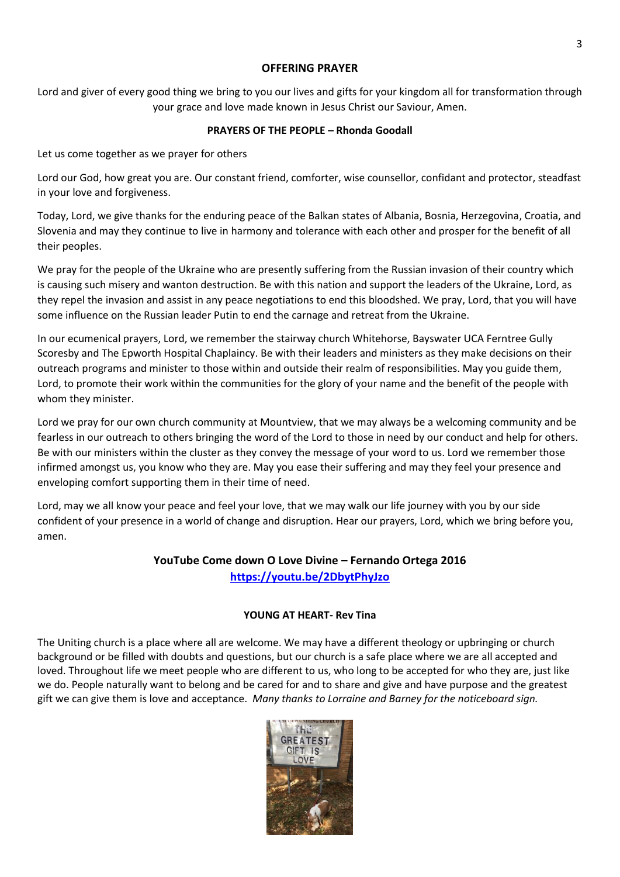**OFFERING PRAYER**

Lord and giver of every good thing we bring to you our lives and gifts for your kingdom all for transformation through your grace and love made known in Jesus Christ our Saviour, Amen.

**PRAYERS OF THE PEOPLE – Rhonda Goodall**

Let us come together as we prayer for others

Lord our God, how great you are. Our constant friend, comforter, wise counsellor, confidant and protector, steadfast in your love and forgiveness.

Today, Lord, we give thanks for the enduring peace of the Balkan states of Albania, Bosnia, Herzegovina, Croatia, and Slovenia and may they continue to live in harmony and tolerance with each other and prosper for the benefit of all their peoples.

We pray for the people of the Ukraine who are presently suffering from the Russian invasion of their country which is causing such misery and wanton destruction. Be with this nation and support the leaders of the Ukraine, Lord, as they repel the invasion and assist in any peace negotiations to end this bloodshed. We pray, Lord, that you will have some influence on the Russian leader Putin to end the carnage and retreat from the Ukraine.

In our ecumenical prayers, Lord, we remember the stairway church Whitehorse, Bayswater UCA Ferntree Gully Scoresby and The Epworth Hospital Chaplaincy. Be with their leaders and ministers as they make decisions on their outreach programs and minister to those within and outside their realm of responsibilities. May you guide them, Lord, to promote their work within the communities for the glory of your name and the benefit of the people with whom they minister.

Lord we pray for our own church community at Mountview, that we may always be a welcoming community and be fearless in our outreach to others bringing the word of the Lord to those in need by our conduct and help for others. Be with our ministers within the cluster as they convey the message of your word to us. Lord we remember those infirmed amongst us, you know who they are. May you ease their suffering and may they feel your presence and enveloping comfort supporting them in their time of need.

Lord, may we all know your peace and feel your love, that we may walk our life journey with you by our side confident of your presence in a world of change and disruption. Hear our prayers, Lord, which we bring before you, amen.

**YouTube Come down O Love Divine – Fernando Ortega 2016**
**https://youtu.be/2DbytPhyJzo**

**YOUNG AT HEART- Rev Tina**

The Uniting church is a place where all are welcome. We may have a different theology or upbringing or church background or be filled with doubts and questions, but our church is a safe place where we are all accepted and loved. Throughout life we meet people who are different to us, who long to be accepted for who they are, just like we do. People naturally want to belong and be cared for and to share and give and have purpose and the greatest gift we can give them is love and acceptance. *Many thanks to Lorraine and Barney for the noticeboard sign.*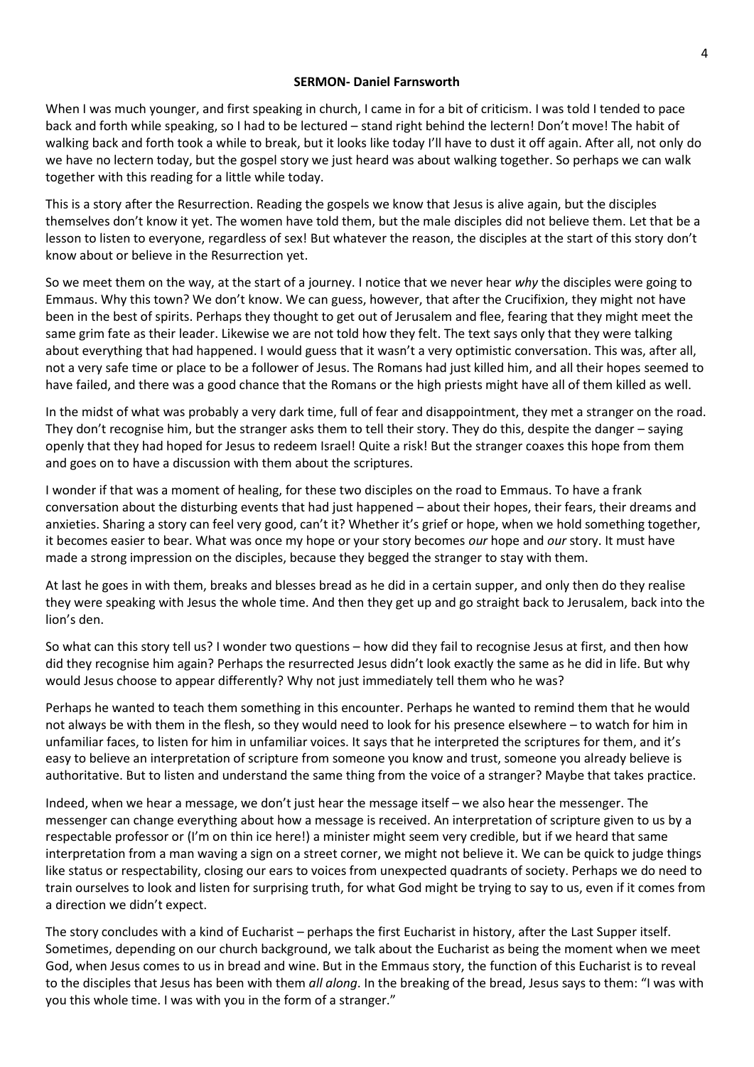**SERMON- Daniel Farnsworth**

When I was much younger, and first speaking in church, I came in for a bit of criticism. I was told I tended to pace back and forth while speaking, so I had to be lectured – stand right behind the lectern! Don't move! The habit of walking back and forth took a while to break, but it looks like today I'll have to dust it off again. After all, not only do we have no lectern today, but the gospel story we just heard was about walking together. So perhaps we can walk together with this reading for a little while today.

This is a story after the Resurrection. Reading the gospels we know that Jesus is alive again, but the disciples themselves don't know it yet. The women have told them, but the male disciples did not believe them. Let that be a lesson to listen to everyone, regardless of sex! But whatever the reason, the disciples at the start of this story don't know about or believe in the Resurrection yet.

So we meet them on the way, at the start of a journey. I notice that we never hear *why* the disciples were going to Emmaus. Why this town? We don't know. We can guess, however, that after the Crucifixion, they might not have been in the best of spirits. Perhaps they thought to get out of Jerusalem and flee, fearing that they might meet the same grim fate as their leader. Likewise we are not told how they felt. The text says only that they were talking about everything that had happened. I would guess that it wasn't a very optimistic conversation. This was, after all, not a very safe time or place to be a follower of Jesus. The Romans had just killed him, and all their hopes seemed to have failed, and there was a good chance that the Romans or the high priests might have all of them killed as well.

In the midst of what was probably a very dark time, full of fear and disappointment, they met a stranger on the road. They don't recognise him, but the stranger asks them to tell their story. They do this, despite the danger – saying openly that they had hoped for Jesus to redeem Israel! Quite a risk! But the stranger coaxes this hope from them and goes on to have a discussion with them about the scriptures.

I wonder if that was a moment of healing, for these two disciples on the road to Emmaus. To have a frank conversation about the disturbing events that had just happened – about their hopes, their fears, their dreams and anxieties. Sharing a story can feel very good, can't it? Whether it's grief or hope, when we hold something together, it becomes easier to bear. What was once my hope or your story becomes *our* hope and *our* story. It must have made a strong impression on the disciples, because they begged the stranger to stay with them.

At last he goes in with them, breaks and blesses bread as he did in a certain supper, and only then do they realise they were speaking with Jesus the whole time. And then they get up and go straight back to Jerusalem, back into the lion's den.

So what can this story tell us? I wonder two questions – how did they fail to recognise Jesus at first, and then how did they recognise him again? Perhaps the resurrected Jesus didn't look exactly the same as he did in life. But why would Jesus choose to appear differently? Why not just immediately tell them who he was?

Perhaps he wanted to teach them something in this encounter. Perhaps he wanted to remind them that he would not always be with them in the flesh, so they would need to look for his presence elsewhere – to watch for him in unfamiliar faces, to listen for him in unfamiliar voices. It says that he interpreted the scriptures for them, and it's easy to believe an interpretation of scripture from someone you know and trust, someone you already believe is authoritative. But to listen and understand the same thing from the voice of a stranger? Maybe that takes practice.

Indeed, when we hear a message, we don't just hear the message itself – we also hear the messenger. The messenger can change everything about how a message is received. An interpretation of scripture given to us by a respectable professor or (I'm on thin ice here!) a minister might seem very credible, but if we heard that same interpretation from a man waving a sign on a street corner, we might not believe it. We can be quick to judge things like status or respectability, closing our ears to voices from unexpected quadrants of society. Perhaps we do need to train ourselves to look and listen for surprising truth, for what God might be trying to say to us, even if it comes from a direction we didn't expect.

The story concludes with a kind of Eucharist – perhaps the first Eucharist in history, after the Last Supper itself. Sometimes, depending on our church background, we talk about the Eucharist as being the moment when we meet God, when Jesus comes to us in bread and wine. But in the Emmaus story, the function of this Eucharist is to reveal to the disciples that Jesus has been with them *all along*. In the breaking of the bread, Jesus says to them: "I was with you this whole time. I was with you in the form of a stranger."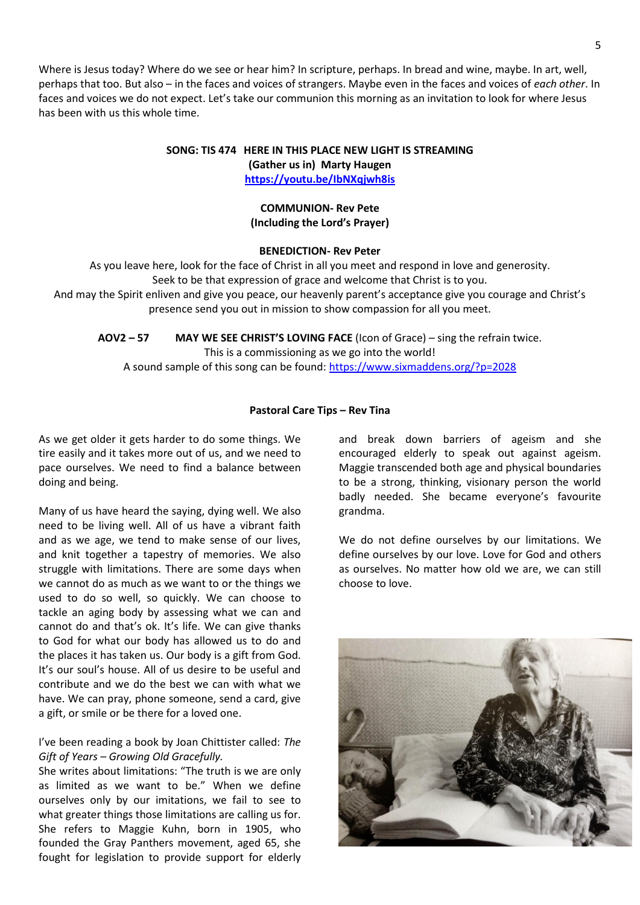Where is Jesus today? Where do we see or hear him? In scripture, perhaps. In bread and wine, maybe. In art, well, perhaps that too. But also – in the faces and voices of strangers. Maybe even in the faces and voices of *each other*. In faces and voices we do not expect. Let's take our communion this morning as an invitation to look for where Jesus has been with us this whole time.

**SONG: TIS 474 HERE IN THIS PLACE NEW LIGHT IS STREAMING**
**(Gather us in) Marty Haugen**
**https://youtu.be/IbNXqjwh8is**

**COMMUNION- Rev Pete**
**(Including the Lord's Prayer)**

**BENEDICTION- Rev Peter**

As you leave here, look for the face of Christ in all you meet and respond in love and generosity.
Seek to be that expression of grace and welcome that Christ is to you.
And may the Spirit enliven and give you peace, our heavenly parent's acceptance give you courage and Christ's presence send you out in mission to show compassion for all you meet.

**AOV2 – 57 MAY WE SEE CHRIST'S LOVING FACE** (Icon of Grace) – sing the refrain twice.
This is a commissioning as we go into the world!
A sound sample of this song can be found: https://www.sixmaddens.org/?p=2028

**Pastoral Care Tips – Rev Tina**

As we get older it gets harder to do some things. We tire easily and it takes more out of us, and we need to pace ourselves. We need to find a balance between doing and being.

Many of us have heard the saying, dying well. We also need to be living well. All of us have a vibrant faith and as we age, we tend to make sense of our lives, and knit together a tapestry of memories. We also struggle with limitations. There are some days when we cannot do as much as we want to or the things we used to do so well, so quickly. We can choose to tackle an aging body by assessing what we can and cannot do and that's ok. It's life. We can give thanks to God for what our body has allowed us to do and the places it has taken us. Our body is a gift from God. It's our soul's house. All of us desire to be useful and contribute and we do the best we can with what we have. We can pray, phone someone, send a card, give a gift, or smile or be there for a loved one.

I've been reading a book by Joan Chittister called: *The Gift of Years – Growing Old Gracefully.*
She writes about limitations: "The truth is we are only as limited as we want to be." When we define ourselves only by our imitations, we fail to see to what greater things those limitations are calling us for. She refers to Maggie Kuhn, born in 1905, who founded the Gray Panthers movement, aged 65, she fought for legislation to provide support for elderly and break down barriers of ageism and she encouraged elderly to speak out against ageism. Maggie transcended both age and physical boundaries to be a strong, thinking, visionary person the world badly needed. She became everyone's favourite grandma.

We do not define ourselves by our limitations. We define ourselves by our love. Love for God and others as ourselves. No matter how old we are, we can still choose to love.